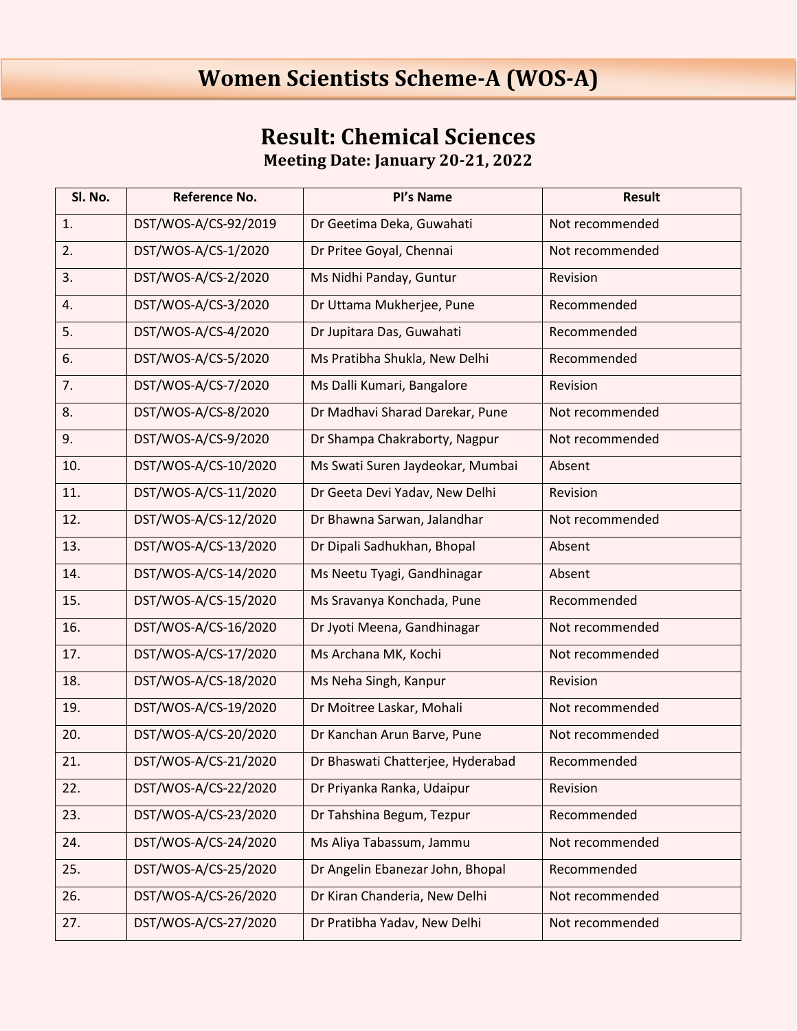# Women Scientists Scheme-A (WOS-A)

## Result: Chemical Sciences

### Meeting Date: January 20-21, 2022

| Sl. No. | Reference No. | PI's Name | Result |
|---|---|---|---|
| 1. | DST/WOS-A/CS-92/2019 | Dr Geetima Deka, Guwahati | Not recommended |
| 2. | DST/WOS-A/CS-1/2020 | Dr Pritee Goyal, Chennai | Not recommended |
| 3. | DST/WOS-A/CS-2/2020 | Ms Nidhi Panday, Guntur | Revision |
| 4. | DST/WOS-A/CS-3/2020 | Dr Uttama Mukherjee, Pune | Recommended |
| 5. | DST/WOS-A/CS-4/2020 | Dr Jupitara Das, Guwahati | Recommended |
| 6. | DST/WOS-A/CS-5/2020 | Ms Pratibha Shukla, New Delhi | Recommended |
| 7. | DST/WOS-A/CS-7/2020 | Ms Dalli Kumari, Bangalore | Revision |
| 8. | DST/WOS-A/CS-8/2020 | Dr Madhavi Sharad Darekar, Pune | Not recommended |
| 9. | DST/WOS-A/CS-9/2020 | Dr Shampa Chakraborty, Nagpur | Not recommended |
| 10. | DST/WOS-A/CS-10/2020 | Ms Swati Suren Jaydeokar, Mumbai | Absent |
| 11. | DST/WOS-A/CS-11/2020 | Dr Geeta Devi Yadav, New Delhi | Revision |
| 12. | DST/WOS-A/CS-12/2020 | Dr Bhawna Sarwan, Jalandhar | Not recommended |
| 13. | DST/WOS-A/CS-13/2020 | Dr Dipali Sadhukhan, Bhopal | Absent |
| 14. | DST/WOS-A/CS-14/2020 | Ms Neetu Tyagi, Gandhinagar | Absent |
| 15. | DST/WOS-A/CS-15/2020 | Ms Sravanya Konchada, Pune | Recommended |
| 16. | DST/WOS-A/CS-16/2020 | Dr Jyoti Meena, Gandhinagar | Not recommended |
| 17. | DST/WOS-A/CS-17/2020 | Ms Archana MK, Kochi | Not recommended |
| 18. | DST/WOS-A/CS-18/2020 | Ms Neha Singh, Kanpur | Revision |
| 19. | DST/WOS-A/CS-19/2020 | Dr Moitree Laskar, Mohali | Not recommended |
| 20. | DST/WOS-A/CS-20/2020 | Dr Kanchan Arun Barve, Pune | Not recommended |
| 21. | DST/WOS-A/CS-21/2020 | Dr Bhaswati Chatterjee, Hyderabad | Recommended |
| 22. | DST/WOS-A/CS-22/2020 | Dr Priyanka Ranka, Udaipur | Revision |
| 23. | DST/WOS-A/CS-23/2020 | Dr Tahshina Begum, Tezpur | Recommended |
| 24. | DST/WOS-A/CS-24/2020 | Ms Aliya Tabassum, Jammu | Not recommended |
| 25. | DST/WOS-A/CS-25/2020 | Dr Angelin Ebanezar John, Bhopal | Recommended |
| 26. | DST/WOS-A/CS-26/2020 | Dr Kiran Chanderia, New Delhi | Not recommended |
| 27. | DST/WOS-A/CS-27/2020 | Dr Pratibha Yadav, New Delhi | Not recommended |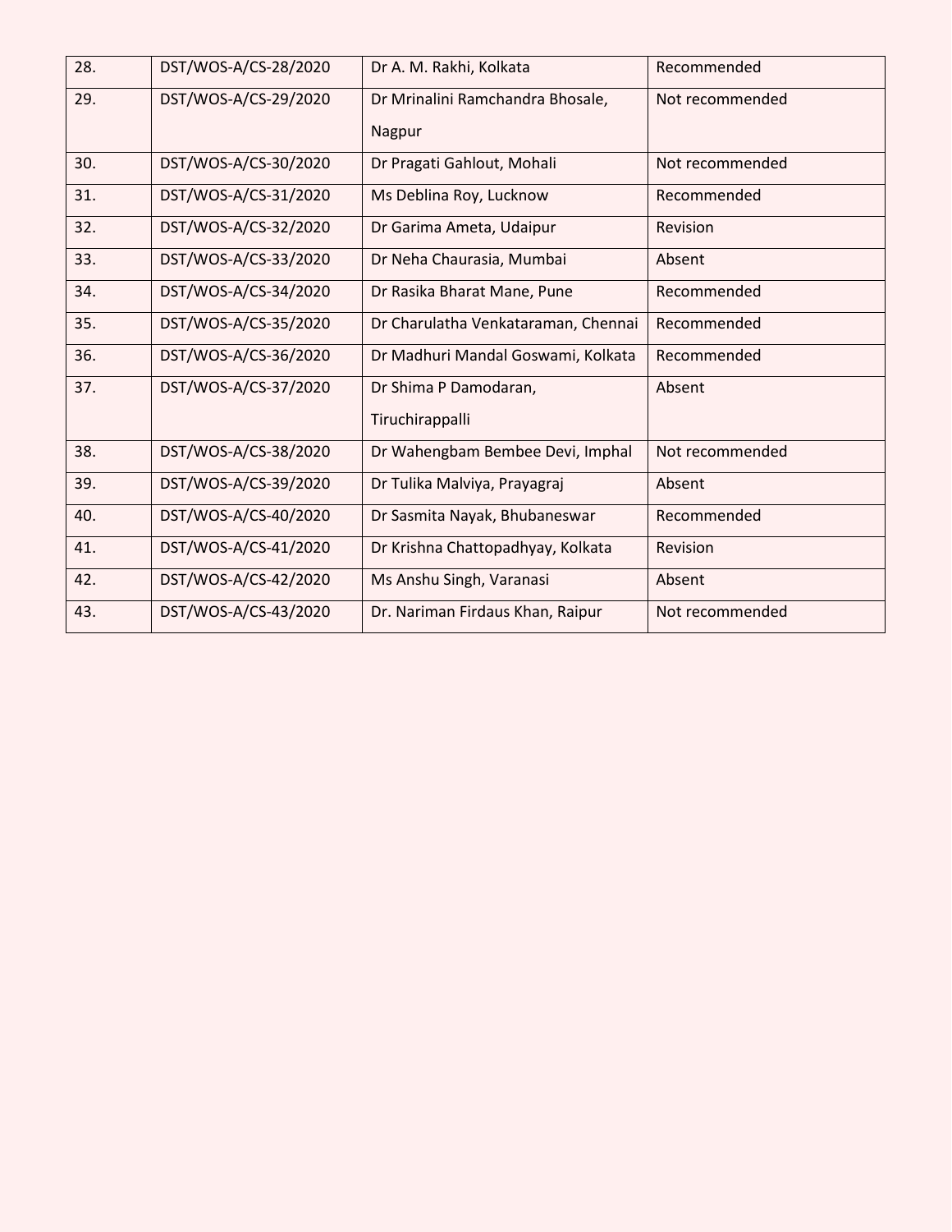| | | | |
|---|---|---|---|
| 28. | DST/WOS-A/CS-28/2020 | Dr A. M. Rakhi, Kolkata | Recommended |
| 29. | DST/WOS-A/CS-29/2020 | Dr Mrinalini Ramchandra Bhosale, Nagpur | Not recommended |
| 30. | DST/WOS-A/CS-30/2020 | Dr Pragati Gahlout, Mohali | Not recommended |
| 31. | DST/WOS-A/CS-31/2020 | Ms Deblina Roy, Lucknow | Recommended |
| 32. | DST/WOS-A/CS-32/2020 | Dr Garima Ameta, Udaipur | Revision |
| 33. | DST/WOS-A/CS-33/2020 | Dr Neha Chaurasia, Mumbai | Absent |
| 34. | DST/WOS-A/CS-34/2020 | Dr Rasika Bharat Mane, Pune | Recommended |
| 35. | DST/WOS-A/CS-35/2020 | Dr Charulatha Venkataraman, Chennai | Recommended |
| 36. | DST/WOS-A/CS-36/2020 | Dr Madhuri Mandal Goswami, Kolkata | Recommended |
| 37. | DST/WOS-A/CS-37/2020 | Dr Shima P Damodaran, Tiruchirappalli | Absent |
| 38. | DST/WOS-A/CS-38/2020 | Dr Wahengbam Bembee Devi, Imphal | Not recommended |
| 39. | DST/WOS-A/CS-39/2020 | Dr Tulika Malviya, Prayagraj | Absent |
| 40. | DST/WOS-A/CS-40/2020 | Dr Sasmita Nayak, Bhubaneswar | Recommended |
| 41. | DST/WOS-A/CS-41/2020 | Dr Krishna Chattopadhyay, Kolkata | Revision |
| 42. | DST/WOS-A/CS-42/2020 | Ms Anshu Singh, Varanasi | Absent |
| 43. | DST/WOS-A/CS-43/2020 | Dr. Nariman Firdaus Khan, Raipur | Not recommended |